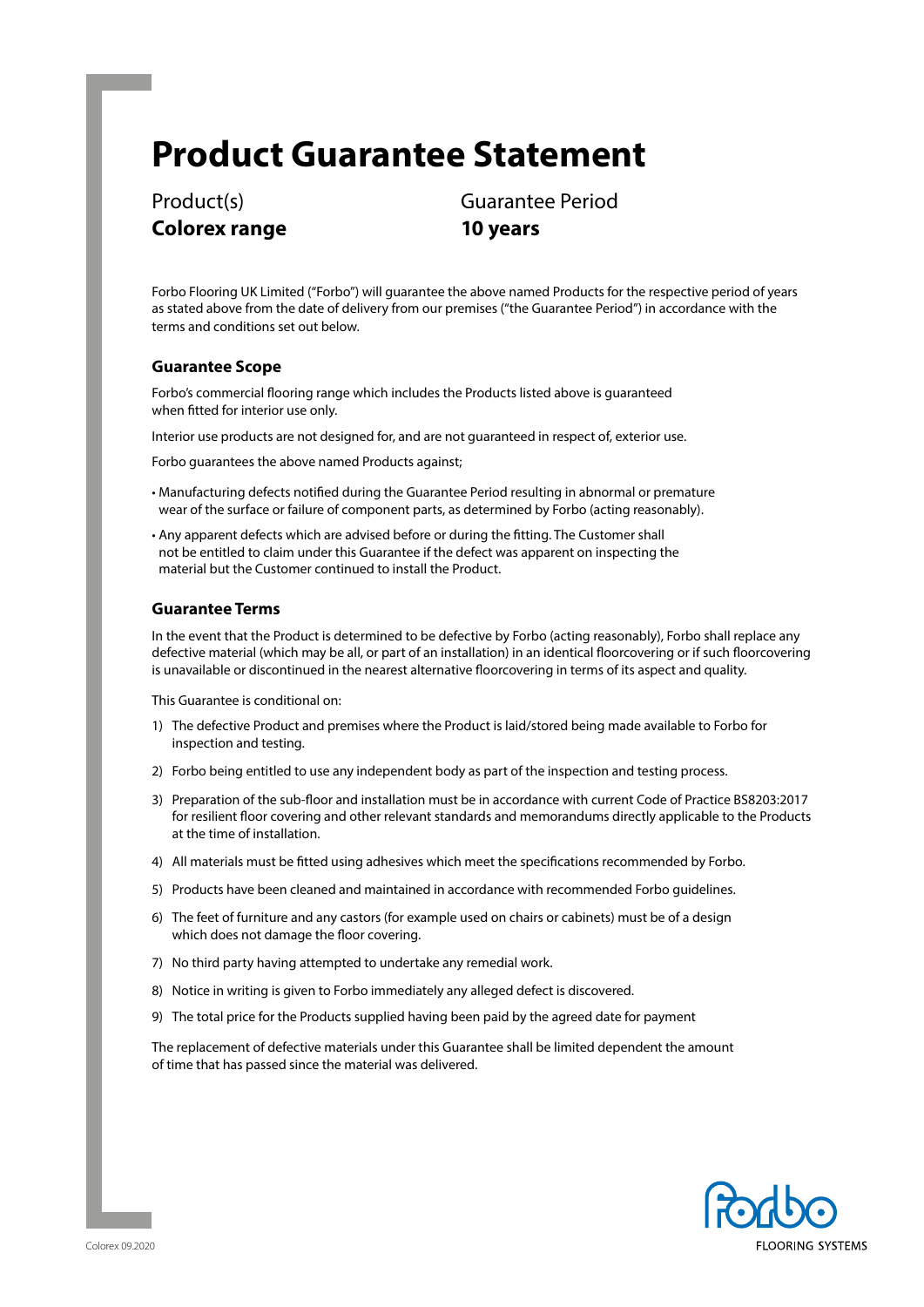# Product Guarantee Statement

Product(s)
**Colorex range**

Guarantee Period
**10 years**

Forbo Flooring UK Limited ("Forbo") will guarantee the above named Products for the respective period of years as stated above from the date of delivery from our premises ("the Guarantee Period") in accordance with the terms and conditions set out below.

### Guarantee Scope

Forbo's commercial flooring range which includes the Products listed above is guaranteed when fitted for interior use only.

Interior use products are not designed for, and are not guaranteed in respect of, exterior use.

Forbo guarantees the above named Products against;

- Manufacturing defects notified during the Guarantee Period resulting in abnormal or premature wear of the surface or failure of component parts, as determined by Forbo (acting reasonably).
- Any apparent defects which are advised before or during the fitting. The Customer shall not be entitled to claim under this Guarantee if the defect was apparent on inspecting the material but the Customer continued to install the Product.

### Guarantee Terms

In the event that the Product is determined to be defective by Forbo (acting reasonably), Forbo shall replace any defective material (which may be all, or part of an installation) in an identical floorcovering or if such floorcovering is unavailable or discontinued in the nearest alternative floorcovering in terms of its aspect and quality.

This Guarantee is conditional on:

1) The defective Product and premises where the Product is laid/stored being made available to Forbo for inspection and testing.
2) Forbo being entitled to use any independent body as part of the inspection and testing process.
3) Preparation of the sub-floor and installation must be in accordance with current Code of Practice BS8203:2017 for resilient floor covering and other relevant standards and memorandums directly applicable to the Products at the time of installation.
4) All materials must be fitted using adhesives which meet the specifications recommended by Forbo.
5) Products have been cleaned and maintained in accordance with recommended Forbo guidelines.
6) The feet of furniture and any castors (for example used on chairs or cabinets) must be of a design which does not damage the floor covering.
7) No third party having attempted to undertake any remedial work.
8) Notice in writing is given to Forbo immediately any alleged defect is discovered.
9) The total price for the Products supplied having been paid by the agreed date for payment

The replacement of defective materials under this Guarantee shall be limited dependent the amount of time that has passed since the material was delivered.

Colorex 09.2020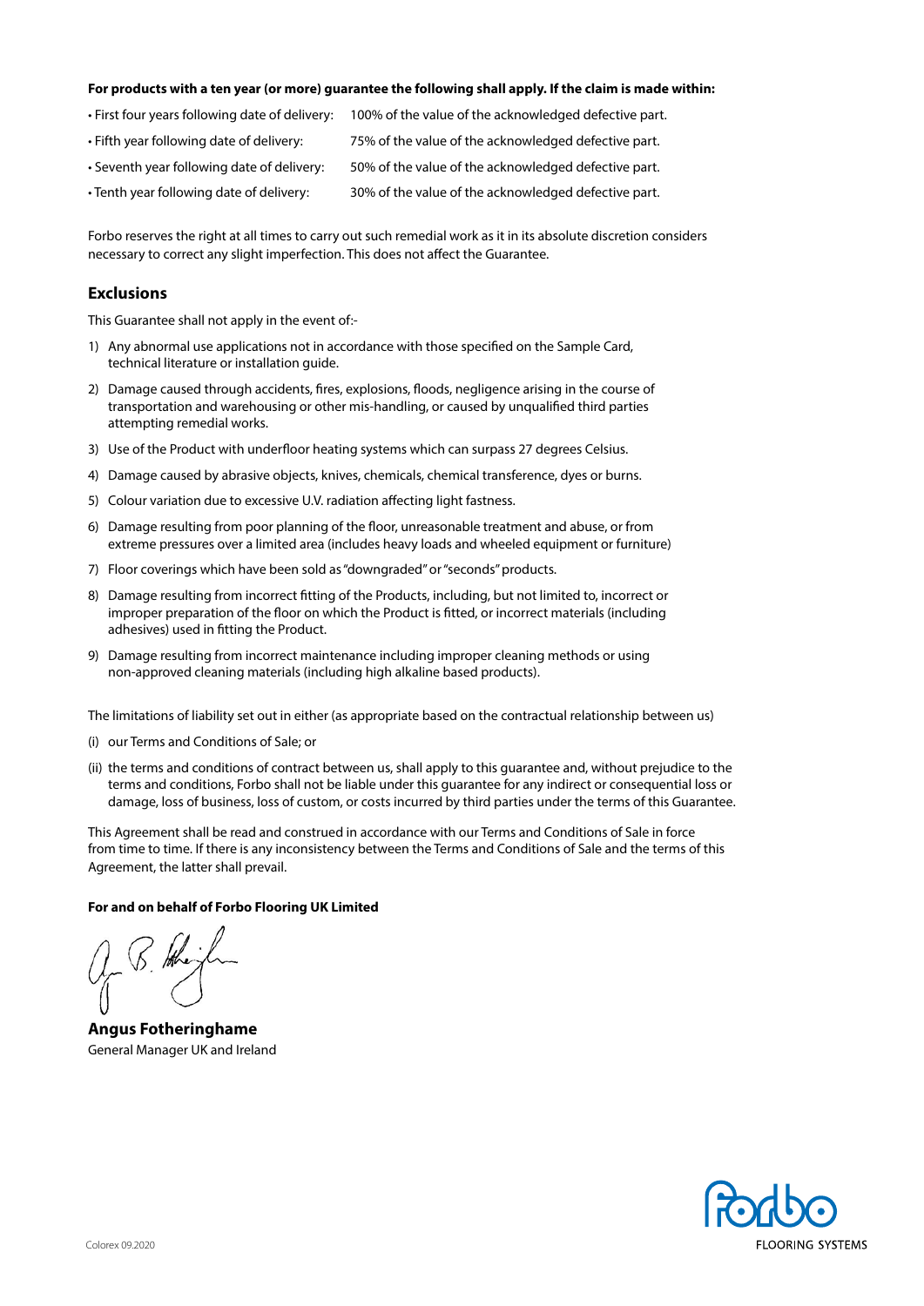**For products with a ten year (or more) guarantee the following shall apply. If the claim is made within:**

| | |
|---|---|
| • First four years following date of delivery: | 100% of the value of the acknowledged defective part. |
| • Fifth year following date of delivery: | 75% of the value of the acknowledged defective part. |
| • Seventh year following date of delivery: | 50% of the value of the acknowledged defective part. |
| • Tenth year following date of delivery: | 30% of the value of the acknowledged defective part. |

Forbo reserves the right at all times to carry out such remedial work as it in its absolute discretion considers necessary to correct any slight imperfection. This does not affect the Guarantee.

## Exclusions

This Guarantee shall not apply in the event of:-

1) Any abnormal use applications not in accordance with those specified on the Sample Card, technical literature or installation guide.
2) Damage caused through accidents, fires, explosions, floods, negligence arising in the course of transportation and warehousing or other mis-handling, or caused by unqualified third parties attempting remedial works.
3) Use of the Product with underfloor heating systems which can surpass 27 degrees Celsius.
4) Damage caused by abrasive objects, knives, chemicals, chemical transference, dyes or burns.
5) Colour variation due to excessive U.V. radiation affecting light fastness.
6) Damage resulting from poor planning of the floor, unreasonable treatment and abuse, or from extreme pressures over a limited area (includes heavy loads and wheeled equipment or furniture)
7) Floor coverings which have been sold as "downgraded" or "seconds" products.
8) Damage resulting from incorrect fitting of the Products, including, but not limited to, incorrect or improper preparation of the floor on which the Product is fitted, or incorrect materials (including adhesives) used in fitting the Product.
9) Damage resulting from incorrect maintenance including improper cleaning methods or using non-approved cleaning materials (including high alkaline based products).

The limitations of liability set out in either (as appropriate based on the contractual relationship between us)

(i) our Terms and Conditions of Sale; or

(ii) the terms and conditions of contract between us, shall apply to this guarantee and, without prejudice to the terms and conditions, Forbo shall not be liable under this guarantee for any indirect or consequential loss or damage, loss of business, loss of custom, or costs incurred by third parties under the terms of this Guarantee.

This Agreement shall be read and construed in accordance with our Terms and Conditions of Sale in force from time to time. If there is any inconsistency between the Terms and Conditions of Sale and the terms of this Agreement, the latter shall prevail.

**For and on behalf of Forbo Flooring UK Limited**

**Angus Fotheringhame**
General Manager UK and Ireland

Colorex 09.2020

forbo FLOORING SYSTEMS